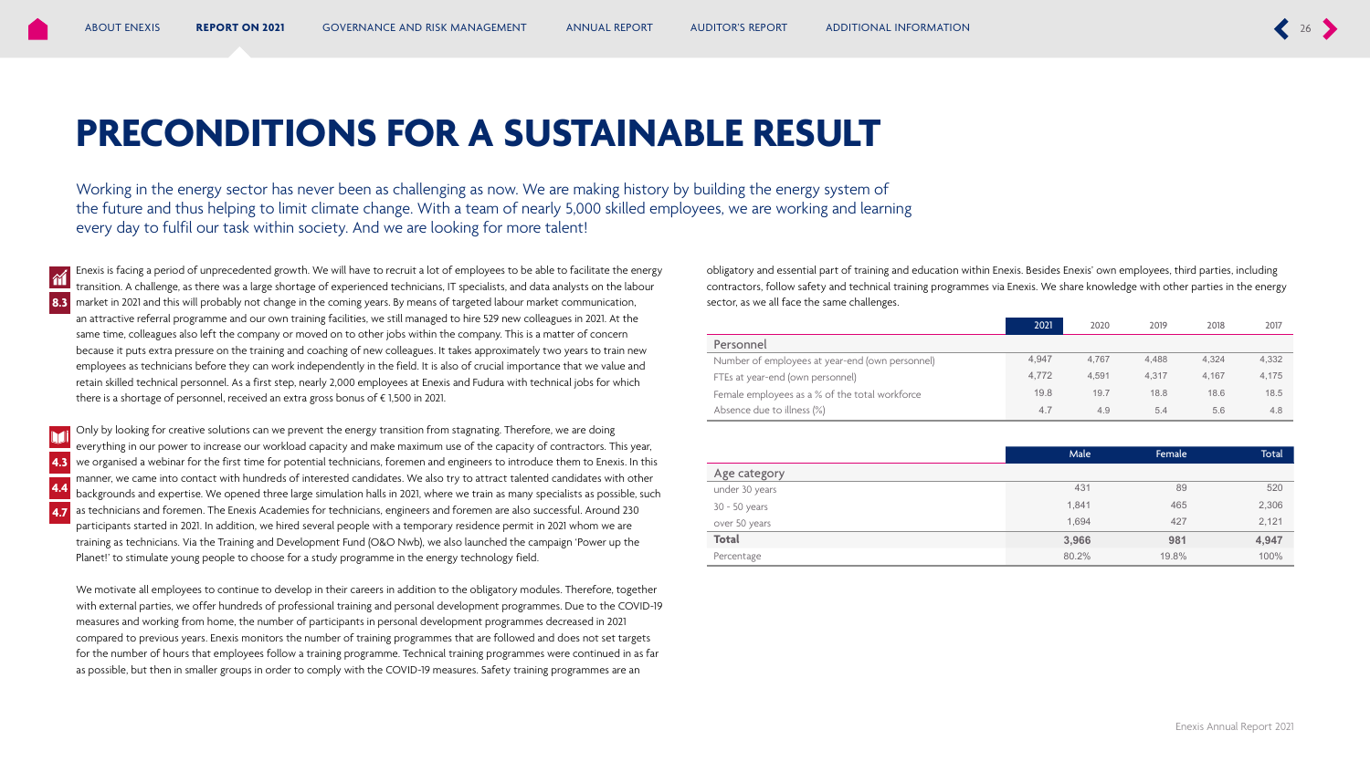# PRECONDITIONS FOR A SUSTAINABLE RESULT

Working in the energy sector has never been as challenging as now. We are making history by building the energy system of the future and thus helping to limit climate change. With a team of nearly 5,000 skilled employees, we are working and learning every day to fulfil our task within society. And we are looking for more talent!

8.3

Enexis is facing a period of unprecedented growth. We will have to recruit a lot of employees to be able to facilitate the energy transition. A challenge, as there was a large shortage of experienced technicians, IT specialists, and data analysts on the labour market in 2021 and this will probably not change in the coming years. By means of targeted labour market communication, an attractive referral programme and our own training facilities, we still managed to hire 529 new colleagues in 2021. At the same time, colleagues also left the company or moved on to other jobs within the company. This is a matter of concern because it puts extra pressure on the training and coaching of new colleagues. It takes approximately two years to train new employees as technicians before they can work independently in the field. It is also of crucial importance that we value and retain skilled technical personnel. As a first step, nearly 2,000 employees at Enexis and Fudura with technical jobs for which there is a shortage of personnel, received an extra gross bonus of € 1,500 in 2021.

4.3 4.4 4.7

Only by looking for creative solutions can we prevent the energy transition from stagnating. Therefore, we are doing everything in our power to increase our workload capacity and make maximum use of the capacity of contractors. This year, we organised a webinar for the first time for potential technicians, foremen and engineers to introduce them to Enexis. In this manner, we came into contact with hundreds of interested candidates. We also try to attract talented candidates with other backgrounds and expertise. We opened three large simulation halls in 2021, where we train as many specialists as possible, such as technicians and foremen. The Enexis Academies for technicians, engineers and foremen are also successful. Around 230 participants started in 2021. In addition, we hired several people with a temporary residence permit in 2021 whom we are training as technicians. Via the Training and Development Fund (O&O Nwb), we also launched the campaign 'Power up the Planet!' to stimulate young people to choose for a study programme in the energy technology field.

We motivate all employees to continue to develop in their careers in addition to the obligatory modules. Therefore, together with external parties, we offer hundreds of professional training and personal development programmes. Due to the COVID-19 measures and working from home, the number of participants in personal development programmes decreased in 2021 compared to previous years. Enexis monitors the number of training programmes that are followed and does not set targets for the number of hours that employees follow a training programme. Technical training programmes were continued in as far as possible, but then in smaller groups in order to comply with the COVID-19 measures. Safety training programmes are an obligatory and essential part of training and education within Enexis. Besides Enexis' own employees, third parties, including contractors, follow safety and technical training programmes via Enexis. We share knowledge with other parties in the energy sector, as we all face the same challenges.

| | 2021 | 2020 | 2019 | 2018 | 2017 |
|---|---|---|---|---|---|
| **Personnel** | | | | | |
| Number of employees at year-end (own personnel) | 4,947 | 4,767 | 4,488 | 4,324 | 4,332 |
| FTEs at year-end (own personnel) | 4,772 | 4,591 | 4,317 | 4,167 | 4,175 |
| Female employees as a % of the total workforce | 19.8 | 19.7 | 18.8 | 18.6 | 18.5 |
| Absence due to illness (%) | 4.7 | 4.9 | 5.4 | 5.6 | 4.8 |

| | Male | Female | Total |
|---|---|---|---|
| **Age category** | | | |
| under 30 years | 431 | 89 | 520 |
| 30 - 50 years | 1,841 | 465 | 2,306 |
| over 50 years | 1,694 | 427 | 2,121 |
| **Total** | **3,966** | **981** | **4,947** |
| Percentage | 80.2% | 19.8% | 100% |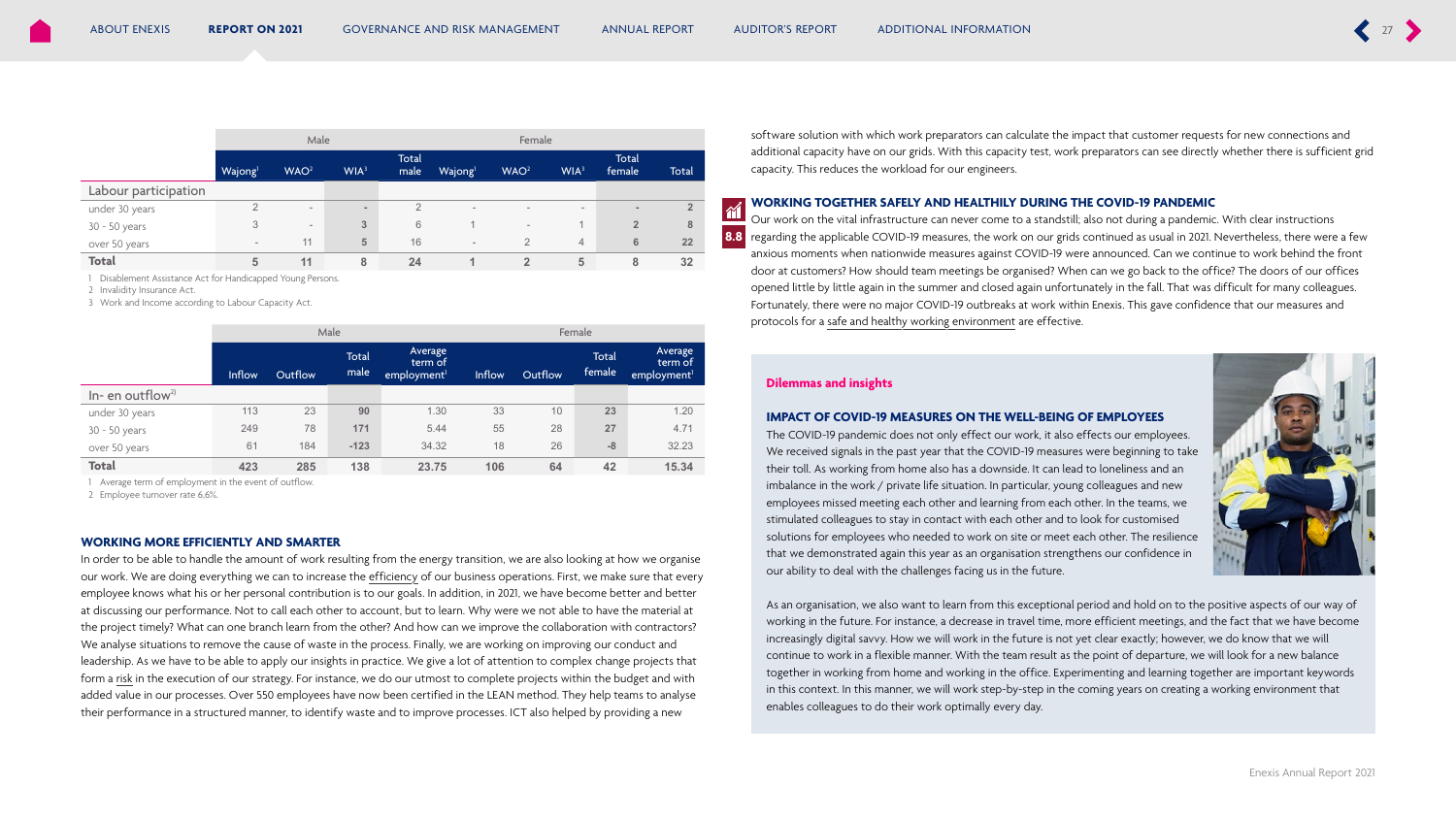| | Male | | | | Female | | | | |
|---|---|---|---|---|---|---|---|---|---|
| | Wajong[1] | WAO[2] | WIA[3] | Total male | Wajong[1] | WAO[2] | WIA[3] | Total female | Total |
| **Labour participation** | | | | | | | | | |
| under 30 years | 2 | - | - | 2 | - | - | - | - | 2 |
| 30 - 50 years | 3 | - | 3 | 6 | 1 | - | 1 | 2 | 8 |
| over 50 years | - | 11 | 5 | 16 | - | 2 | 4 | 6 | 22 |
| **Total** | **5** | **11** | **8** | **24** | **1** | **2** | **5** | **8** | **32** |

1 Disablement Assistance Act for Handicapped Young Persons.
2 Invalidity Insurance Act.
3 Work and Income according to Labour Capacity Act.

| | Male | | | | Female | | | |
|---|---|---|---|---|---|---|---|---|
| | Inflow | Outflow | Total male | Average term of employment[1] | Inflow | Outflow | Total female | Average term of employment[1] |
| **In- en outflow[2]** | | | | | | | | |
| under 30 years | 113 | 23 | 90 | 1.30 | 33 | 10 | 23 | 1.20 |
| 30 - 50 years | 249 | 78 | 171 | 5.44 | 55 | 28 | 27 | 4.71 |
| over 50 years | 61 | 184 | -123 | 34.32 | 18 | 26 | -8 | 32.23 |
| **Total** | **423** | **285** | **138** | **23.75** | **106** | **64** | **42** | **15.34** |

1 Average term of employment in the event of outflow.
2 Employee turnover rate 6,6%.

## WORKING MORE EFFICIENTLY AND SMARTER

In order to be able to handle the amount of work resulting from the energy transition, we are also looking at how we organise our work. We are doing everything we can to increase the efficiency of our business operations. First, we make sure that every employee knows what his or her personal contribution is to our goals. In addition, in 2021, we have become better and better at discussing our performance. Not to call each other to account, but to learn. Why were we not able to have the material at the project timely? What can one branch learn from the other? And how can we improve the collaboration with contractors? We analyse situations to remove the cause of waste in the process. Finally, we are working on improving our conduct and leadership. As we have to be able to apply our insights in practice. We give a lot of attention to complex change projects that form a risk in the execution of our strategy. For instance, we do our utmost to complete projects within the budget and with added value in our processes. Over 550 employees have now been certified in the LEAN method. They help teams to analyse their performance in a structured manner, to identify waste and to improve processes. ICT also helped by providing a new software solution with which work preparators can calculate the impact that customer requests for new connections and additional capacity have on our grids. With this capacity test, work preparators can see directly whether there is sufficient grid capacity. This reduces the workload for our engineers.

## WORKING TOGETHER SAFELY AND HEALTHILY DURING THE COVID-19 PANDEMIC

8.8

Our work on the vital infrastructure can never come to a standstill; also not during a pandemic. With clear instructions regarding the applicable COVID-19 measures, the work on our grids continued as usual in 2021. Nevertheless, there were a few anxious moments when nationwide measures against COVID-19 were announced. Can we continue to work behind the front door at customers? How should team meetings be organised? When can we go back to the office? The doors of our offices opened little by little again in the summer and closed again unfortunately in the fall. That was difficult for many colleagues. Fortunately, there were no major COVID-19 outbreaks at work within Enexis. This gave confidence that our measures and protocols for a safe and healthy working environment are effective.

### Dilemmas and insights

**IMPACT OF COVID-19 MEASURES ON THE WELL-BEING OF EMPLOYEES**

The COVID-19 pandemic does not only effect our work, it also effects our employees. We received signals in the past year that the COVID-19 measures were beginning to take their toll. As working from home also has a downside. It can lead to loneliness and an imbalance in the work / private life situation. In particular, young colleagues and new employees missed meeting each other and learning from each other. In the teams, we stimulated colleagues to stay in contact with each other and to look for customised solutions for employees who needed to work on site or meet each other. The resilience that we demonstrated again this year as an organisation strengthens our confidence in our ability to deal with the challenges facing us in the future.

As an organisation, we also want to learn from this exceptional period and hold on to the positive aspects of our way of working in the future. For instance, a decrease in travel time, more efficient meetings, and the fact that we have become increasingly digital savvy. How we will work in the future is not yet clear exactly; however, we do know that we will continue to work in a flexible manner. With the team result as the point of departure, we will look for a new balance together in working from home and working in the office. Experimenting and learning together are important keywords in this context. In this manner, we will work step-by-step in the coming years on creating a working environment that enables colleagues to do their work optimally every day.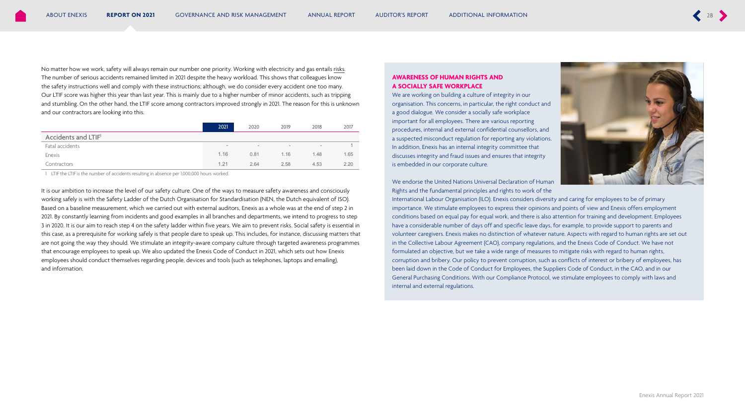No matter how we work, safety will always remain our number one priority. Working with electricity and gas entails risks. The number of serious accidents remained limited in 2021 despite the heavy workload. This shows that colleagues know the safety instructions well and comply with these instructions; although, we do consider every accident one too many. Our LTIF score was higher this year than last year. This is mainly due to a higher number of minor accidents, such as tripping and stumbling. On the other hand, the LTIF score among contractors improved strongly in 2021. The reason for this is unknown and our contractors are looking into this.

| | 2021 | 2020 | 2019 | 2018 | 2017 |
|---|---|---|---|---|---|
| **Accidents and LTIF[1]** | | | | | |
| Fatal accidents | - | - | - | - | 1 |
| Enexis | 1.16 | 0.81 | 1.16 | 1.48 | 1.65 |
| Contractors | 1.21 | 2.64 | 2.58 | 4.53 | 2.20 |

1 LTIF the LTIF is the number of accidents resulting in absence per 1,000,000 hours worked.

It is our ambition to increase the level of our safety culture. One of the ways to measure safety awareness and consciously working safely is with the Safety Ladder of the Dutch Organisation for Standardisation (NEN, the Dutch equivalent of ISO). Based on a baseline measurement, which we carried out with external auditors, Enexis as a whole was at the end of step 2 in 2021. By constantly learning from incidents and good examples in all branches and departments, we intend to progress to step 3 in 2020. It is our aim to reach step 4 on the safety ladder within five years. We aim to prevent risks. Social safety is essential in this case, as a prerequisite for working safely is that people dare to speak up. This includes, for instance, discussing matters that are not going the way they should. We stimulate an integrity-aware company culture through targeted awareness programmes that encourage employees to speak up. We also updated the Enexis Code of Conduct in 2021, which sets out how Enexis employees should conduct themselves regarding people, devices and tools (such as telephones, laptops and emailing), and information.

### AWARENESS OF HUMAN RIGHTS AND A SOCIALLY SAFE WORKPLACE

We are working on building a culture of integrity in our organisation. This concerns, in particular, the right conduct and a good dialogue. We consider a socially safe workplace important for all employees. There are various reporting procedures, internal and external confidential counsellors, and a suspected misconduct regulation for reporting any violations. In addition, Enexis has an internal integrity committee that discusses integrity and fraud issues and ensures that integrity is embedded in our corporate culture.

We endorse the United Nations Universal Declaration of Human Rights and the fundamental principles and rights to work of the International Labour Organisation (ILO). Enexis considers diversity and caring for employees to be of primary importance. We stimulate employees to express their opinions and points of view and Enexis offers employment conditions based on equal pay for equal work, and there is also attention for training and development. Employees have a considerable number of days off and specific leave days, for example, to provide support to parents and volunteer caregivers. Enexis makes no distinction of whatever nature. Aspects with regard to human rights are set out in the Collective Labour Agreement (CAO), company regulations, and the Enexis Code of Conduct. We have not formulated an objective, but we take a wide range of measures to mitigate risks with regard to human rights, corruption and bribery. Our policy to prevent corruption, such as conflicts of interest or bribery of employees, has been laid down in the Code of Conduct for Employees, the Suppliers Code of Conduct, in the CAO, and in our General Purchasing Conditions. With our Compliance Protocol, we stimulate employees to comply with laws and internal and external regulations.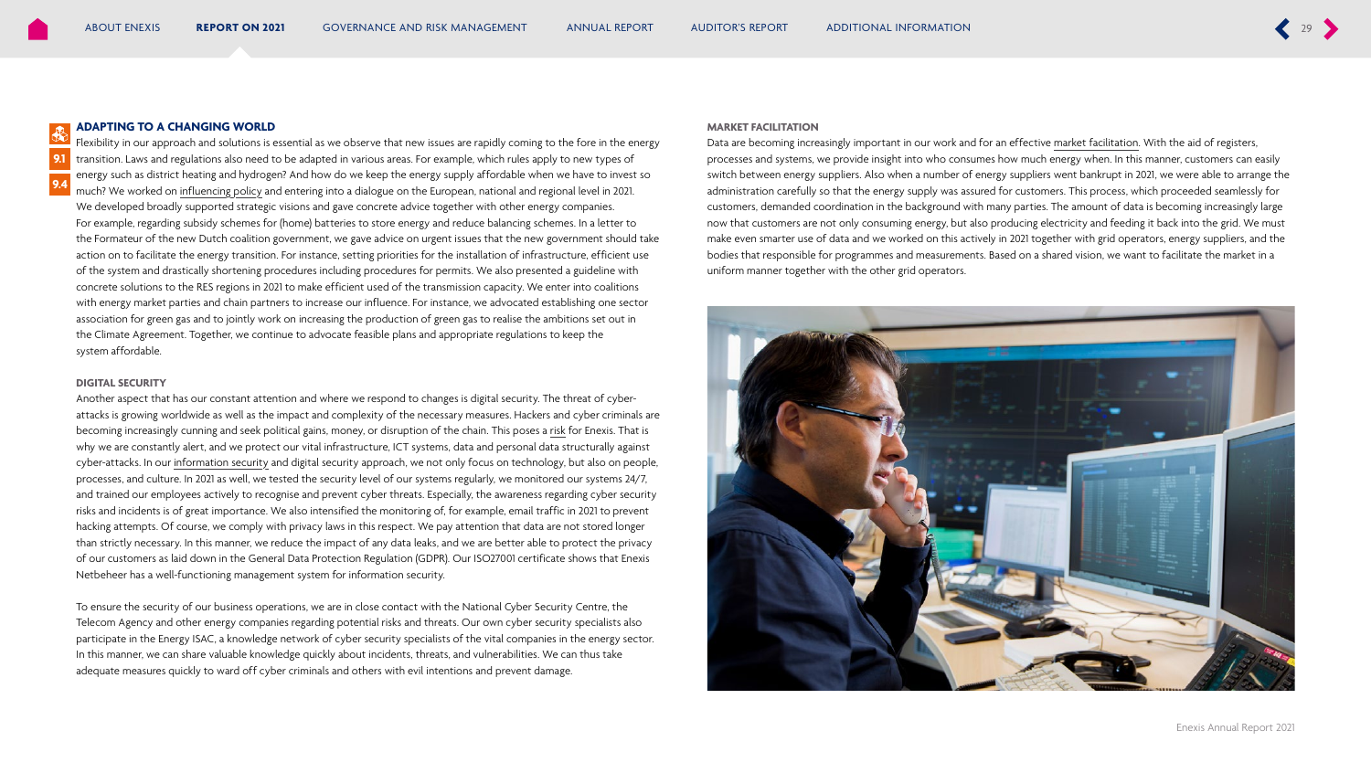### ADAPTING TO A CHANGING WORLD

9.1

9.4

Flexibility in our approach and solutions is essential as we observe that new issues are rapidly coming to the fore in the energy transition. Laws and regulations also need to be adapted in various areas. For example, which rules apply to new types of energy such as district heating and hydrogen? And how do we keep the energy supply affordable when we have to invest so much? We worked on influencing policy and entering into a dialogue on the European, national and regional level in 2021. We developed broadly supported strategic visions and gave concrete advice together with other energy companies. For example, regarding subsidy schemes for (home) batteries to store energy and reduce balancing schemes. In a letter to the Formateur of the new Dutch coalition government, we gave advice on urgent issues that the new government should take action on to facilitate the energy transition. For instance, setting priorities for the installation of infrastructure, efficient use of the system and drastically shortening procedures including procedures for permits. We also presented a guideline with concrete solutions to the RES regions in 2021 to make efficient used of the transmission capacity. We enter into coalitions with energy market parties and chain partners to increase our influence. For instance, we advocated establishing one sector association for green gas and to jointly work on increasing the production of green gas to realise the ambitions set out in the Climate Agreement. Together, we continue to advocate feasible plans and appropriate regulations to keep the system affordable.

#### DIGITAL SECURITY

Another aspect that has our constant attention and where we respond to changes is digital security. The threat of cyber-attacks is growing worldwide as well as the impact and complexity of the necessary measures. Hackers and cyber criminals are becoming increasingly cunning and seek political gains, money, or disruption of the chain. This poses a risk for Enexis. That is why we are constantly alert, and we protect our vital infrastructure, ICT systems, data and personal data structurally against cyber-attacks. In our information security and digital security approach, we not only focus on technology, but also on people, processes, and culture. In 2021 as well, we tested the security level of our systems regularly, we monitored our systems 24/7, and trained our employees actively to recognise and prevent cyber threats. Especially, the awareness regarding cyber security risks and incidents is of great importance. We also intensified the monitoring of, for example, email traffic in 2021 to prevent hacking attempts. Of course, we comply with privacy laws in this respect. We pay attention that data are not stored longer than strictly necessary. In this manner, we reduce the impact of any data leaks, and we are better able to protect the privacy of our customers as laid down in the General Data Protection Regulation (GDPR). Our ISO27001 certificate shows that Enexis Netbeheer has a well-functioning management system for information security.

To ensure the security of our business operations, we are in close contact with the National Cyber Security Centre, the Telecom Agency and other energy companies regarding potential risks and threats. Our own cyber security specialists also participate in the Energy ISAC, a knowledge network of cyber security specialists of the vital companies in the energy sector. In this manner, we can share valuable knowledge quickly about incidents, threats, and vulnerabilities. We can thus take adequate measures quickly to ward off cyber criminals and others with evil intentions and prevent damage.

#### MARKET FACILITATION

Data are becoming increasingly important in our work and for an effective market facilitation. With the aid of registers, processes and systems, we provide insight into who consumes how much energy when. In this manner, customers can easily switch between energy suppliers. Also when a number of energy suppliers went bankrupt in 2021, we were able to arrange the administration carefully so that the energy supply was assured for customers. This process, which proceeded seamlessly for customers, demanded coordination in the background with many parties. The amount of data is becoming increasingly large now that customers are not only consuming energy, but also producing electricity and feeding it back into the grid. We must make even smarter use of data and we worked on this actively in 2021 together with grid operators, energy suppliers, and the bodies that responsible for programmes and measurements. Based on a shared vision, we want to facilitate the market in a uniform manner together with the other grid operators.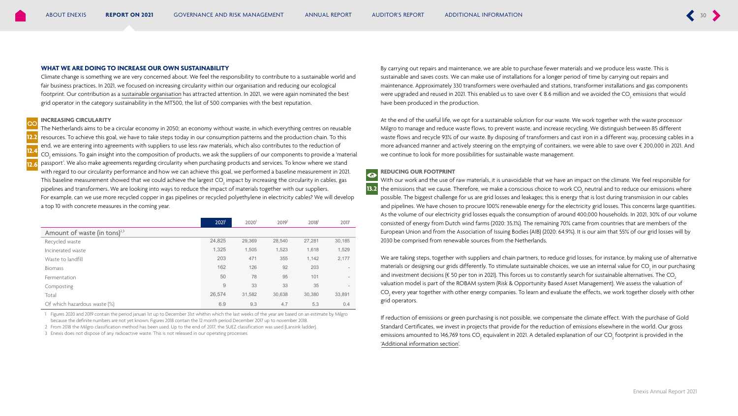## WHAT WE ARE DOING TO INCREASE OUR OWN SUSTAINABILITY

Climate change is something we are very concerned about. We feel the responsibility to contribute to a sustainable world and fair business practices. In 2021, we focused on increasing circularity within our organisation and reducing our ecological footprint. Our contribution as a sustainable organisation has attracted attention. In 2021, we were again nominated the best grid operator in the category sustainability in the MT500, the list of 500 companies with the best reputation.

### INCREASING CIRCULARITY

12.2 12.4 12.6

The Netherlands aims to be a circular economy in 2050; an economy without waste, in which everything centres on reusable resources. To achieve this goal, we have to take steps today in our consumption patterns and the production chain. To this end, we are entering into agreements with suppliers to use less raw materials, which also contributes to the reduction of $CO_2$ emissions. To gain insight into the composition of products, we ask the suppliers of our components to provide a 'material passport'. We also make agreements regarding circularity when purchasing products and services. To know where we stand with regard to our circularity performance and how we can achieve this goal, we performed a baseline measurement in 2021. This baseline measurement showed that we could achieve the largest $CO_2$ impact by increasing the circularity in cables, gas pipelines and transformers. We are looking into ways to reduce the impact of materials together with our suppliers. For example, can we use more recycled copper in gas pipelines or recycled polyethylene in electricity cables? We will develop a top 10 with concrete measures in the coming year.

| | 2021[1] | 2020[1] | 2019[1] | 2018[1] | 2017 |
|---|---|---|---|---|---|
| Amount of waste (in tons)[2,3] | | | | | |
| Recycled waste | 24,825 | 29,369 | 28,540 | 27,281 | 30,185 |
| Incinerated waste | 1,325 | 1,505 | 1,523 | 1,618 | 1,529 |
| Waste to landfill | 203 | 471 | 355 | 1,142 | 2,177 |
| Biomass | 162 | 126 | 92 | 203 | - |
| Fermentation | 50 | 78 | 95 | 101 | - |
| Composting | 9 | 33 | 33 | 35 | - |
| Total | 26,574 | 31,582 | 30,638 | 30,380 | 33,891 |
| Of which hazardous waste (%) | 6.9 | 9.3 | 4.7 | 5.3 | 0.4 |

1 Figures 2020 and 2019 contain the period januari 1st up to December 31st whithin which the last weeks of the year are based on an estimate by Milgro because the definite numbers are not yet known. Figures 2018 contain the 12 month period December 2017 up to november 2018.
2 From 2018 the Milgro classification method has been used. Up to the end of 2017, the SUEZ classification was used (Lansink ladder).
3 Enexis does not dispose of any radioactive waste. This is not released in our operating processes.

By carrying out repairs and maintenance, we are able to purchase fewer materials and we produce less waste. This is sustainable and saves costs. We can make use of installations for a longer period of time by carrying out repairs and maintenance. Approximately 330 transformers were overhauled and stations, transformer installations and gas components were upgraded and reused in 2021. This enabled us to save over € 8.6 million and we avoided the $CO_2$ emissions that would have been produced in the production.

At the end of the useful life, we opt for a sustainable solution for our waste. We work together with the waste processor Milgro to manage and reduce waste flows, to prevent waste, and increase recycling. We distinguish between 85 different waste flows and recycle 93% of our waste. By disposing of transformers and cast iron in a different way, processing cables in a more advanced manner and actively steering on the emptying of containers, we were able to save over € 200,000 in 2021. And we continue to look for more possibilities for sustainable waste management.

### REDUCING OUR FOOTPRINT

13.2

With our work and the use of raw materials, it is unavoidable that we have an impact on the climate. We feel responsible for the emissions that we cause. Therefore, we make a conscious choice to work $CO_2$ neutral and to reduce our emissions where possible. The biggest challenge for us are grid losses and leakages; this is energy that is lost during transmission in our cables and pipelines. We have chosen to procure 100% renewable energy for the electricity grid losses. This concerns large quantities. As the volume of our electricity grid losses equals the consumption of around 400,000 households. In 2021, 30% of our volume consisted of energy from Dutch wind farms (2020: 35.1%). The remaining 70% came from countries that are members of the European Union and from the Association of Issuing Bodies (AIB) (2020: 64.9%). It is our aim that 55% of our grid losses will by 2030 be comprised from renewable sources from the Netherlands.

We are taking steps, together with suppliers and chain partners, to reduce grid losses, for instance, by making use of alternative materials or designing our grids differently. To stimulate sustainable choices, we use an internal value for $CO_2$ in our purchasing and investment decisions (€ 50 per ton in 2021). This forces us to constantly search for sustainable alternatives. The $CO_2$ valuation model is part of the ROBAM system (Risk & Opportunity Based Asset Management). We assess the valuation of $CO_2$ every year together with other energy companies. To learn and evaluate the effects, we work together closely with other grid operators.

If reduction of emissions or green purchasing is not possible, we compensate the climate effect. With the purchase of Gold Standard Certificates, we invest in projects that provide for the reduction of emissions elsewhere in the world. Our gross emissions amounted to 146,769 tons $CO_2$ equivalent in 2021. A detailed explanation of our $CO_2$ footprint is provided in the 'Additional information section'.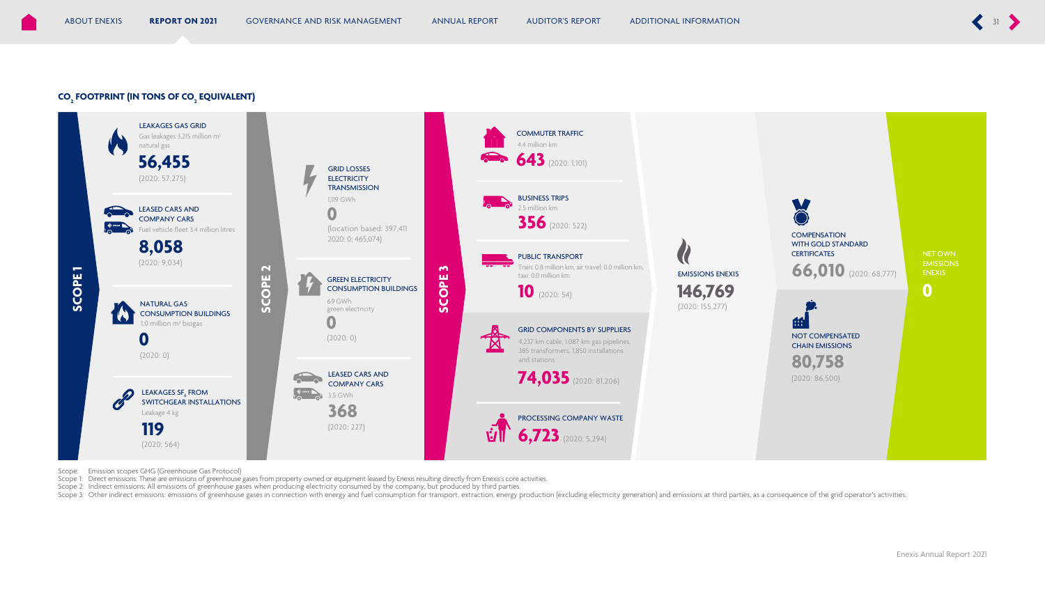## $CO_2$ FOOTPRINT (IN TONS OF $CO_2$ EQUIVALENT)

**SCOPE 1**

LEAKAGES GAS GRID
Gas leakages 3,215 million m³ natural gas
**56,455**
(2020: 57,275)

LEASED CARS AND COMPANY CARS
Fuel vehicle fleet 3.4 million litres
**8,058**
(2020: 9,034)

NATURAL GAS CONSUMPTION BUILDINGS
1.0 million m³ biogas
**0**
(2020: 0)

LEAKAGES $SF_6$ FROM SWITCHGEAR INSTALLATIONS
Leakage 4 kg
**119**
(2020: 564)

**SCOPE 2**

GRID LOSSES ELECTRICITY TRANSMISSION
1,119 GWh
**0**
(location based: 397,411
2020: 0; 465,074)

GREEN ELECTRICITY CONSUMPTION BUILDINGS
6.9 GWh
green electricity
**0**
(2020: 0)

LEASED CARS AND COMPANY CARS
3.5 GWh
**368**
(2020: 227)

**SCOPE 3**

COMMUTER TRAFFIC
4.4 million km
**643** (2020: 1,101)

BUSINESS TRIPS
2.5 million km
**356** (2020: 522)

PUBLIC TRANSPORT
Train: 0.8 million km, air travel: 0.0 million km, taxi: 0.0 million km
**10** (2020: 54)

GRID COMPONENTS BY SUPPLIERS
4,237 km cable, 1,087 km gas pipelines, 385 transformers, 1,850 installations and stations
**74,035** (2020: 81,206)

PROCESSING COMPANY WASTE
**6,723** (2020: 5,294)

EMISSIONS ENEXIS
**146,769**
(2020: 155,277)

COMPENSATION WITH GOLD STANDARD CERTIFICATES
**66,010** (2020: 68,777)

NOT COMPENSATED CHAIN EMISSIONS
**80,758**
(2020: 86,500)

NET OWN EMISSIONS ENEXIS
**0**

Scope: Emission scopes GHG (Greenhouse Gas Protocol)
Scope 1: Direct emissions: These are emissions of greenhouse gases from property owned or equipment leased by Enexis resulting directly from Enexis's core activities.
Scope 2: Indirect emissions: All emissions of greenhouse gases when producing electricity consumed by the company, but produced by third parties.
Scope 3: Other indirect emissions: emissions of greenhouse gases in connection with energy and fuel consumption for transport, extraction, energy production (excluding electricity generation) and emissions at third parties, as a consequence of the grid operator's activities.